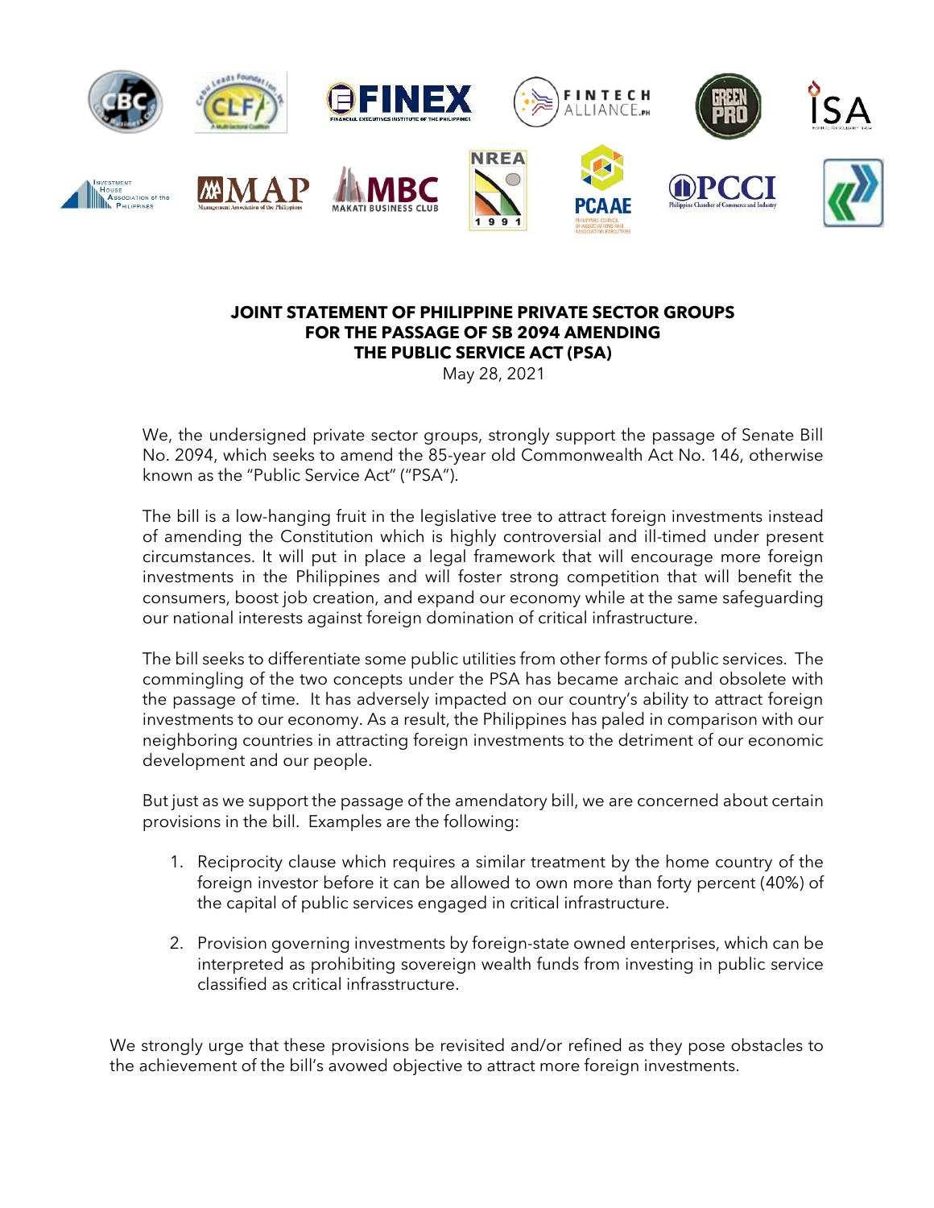**JOINT STATEMENT OF PHILIPPINE PRIVATE SECTOR GROUPS FOR THE PASSAGE OF SB 2094 AMENDING THE PUBLIC SERVICE ACT (PSA)**

May 28, 2021

We, the undersigned private sector groups, strongly support the passage of Senate Bill No. 2094, which seeks to amend the 85-year old Commonwealth Act No. 146, otherwise known as the "Public Service Act" ("PSA").

The bill is a low-hanging fruit in the legislative tree to attract foreign investments instead of amending the Constitution which is highly controversial and ill-timed under present circumstances. It will put in place a legal framework that will encourage more foreign investments in the Philippines and will foster strong competition that will benefit the consumers, boost job creation, and expand our economy while at the same safeguarding our national interests against foreign domination of critical infrastructure.

The bill seeks to differentiate some public utilities from other forms of public services. The commingling of the two concepts under the PSA has became archaic and obsolete with the passage of time. It has adversely impacted on our country's ability to attract foreign investments to our economy. As a result, the Philippines has paled in comparison with our neighboring countries in attracting foreign investments to the detriment of our economic development and our people.

But just as we support the passage of the amendatory bill, we are concerned about certain provisions in the bill. Examples are the following:

1. Reciprocity clause which requires a similar treatment by the home country of the foreign investor before it can be allowed to own more than forty percent (40%) of the capital of public services engaged in critical infrastructure.

2. Provision governing investments by foreign-state owned enterprises, which can be interpreted as prohibiting sovereign wealth funds from investing in public service classified as critical infrasstructure.

We strongly urge that these provisions be revisited and/or refined as they pose obstacles to the achievement of the bill's avowed objective to attract more foreign investments.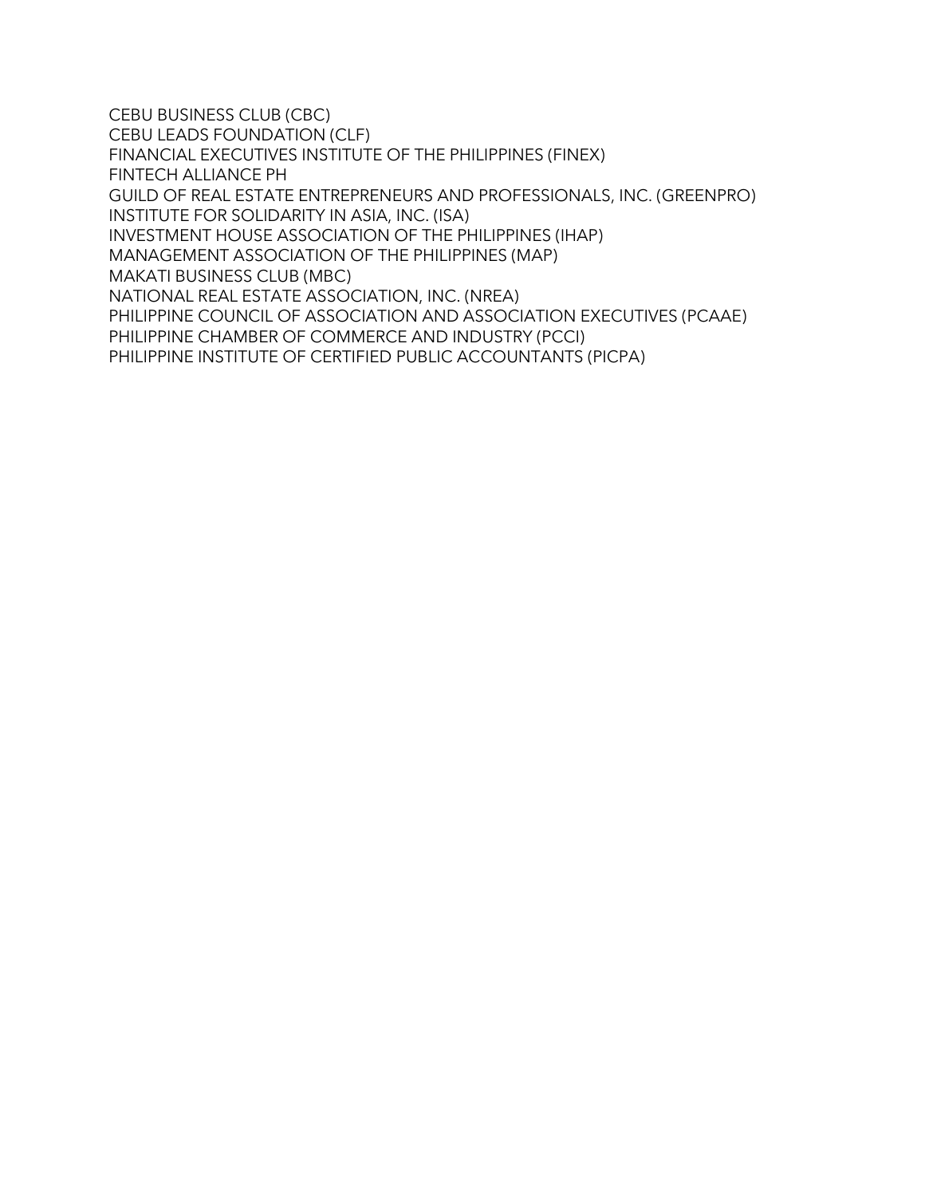CEBU BUSINESS CLUB (CBC)
CEBU LEADS FOUNDATION (CLF)
FINANCIAL EXECUTIVES INSTITUTE OF THE PHILIPPINES (FINEX)
FINTECH ALLIANCE PH
GUILD OF REAL ESTATE ENTREPRENEURS AND PROFESSIONALS, INC. (GREENPRO)
INSTITUTE FOR SOLIDARITY IN ASIA, INC. (ISA)
INVESTMENT HOUSE ASSOCIATION OF THE PHILIPPINES (IHAP)
MANAGEMENT ASSOCIATION OF THE PHILIPPINES (MAP)
MAKATI BUSINESS CLUB (MBC)
NATIONAL REAL ESTATE ASSOCIATION, INC. (NREA)
PHILIPPINE COUNCIL OF ASSOCIATION AND ASSOCIATION EXECUTIVES (PCAAE)
PHILIPPINE CHAMBER OF COMMERCE AND INDUSTRY (PCCI)
PHILIPPINE INSTITUTE OF CERTIFIED PUBLIC ACCOUNTANTS (PICPA)